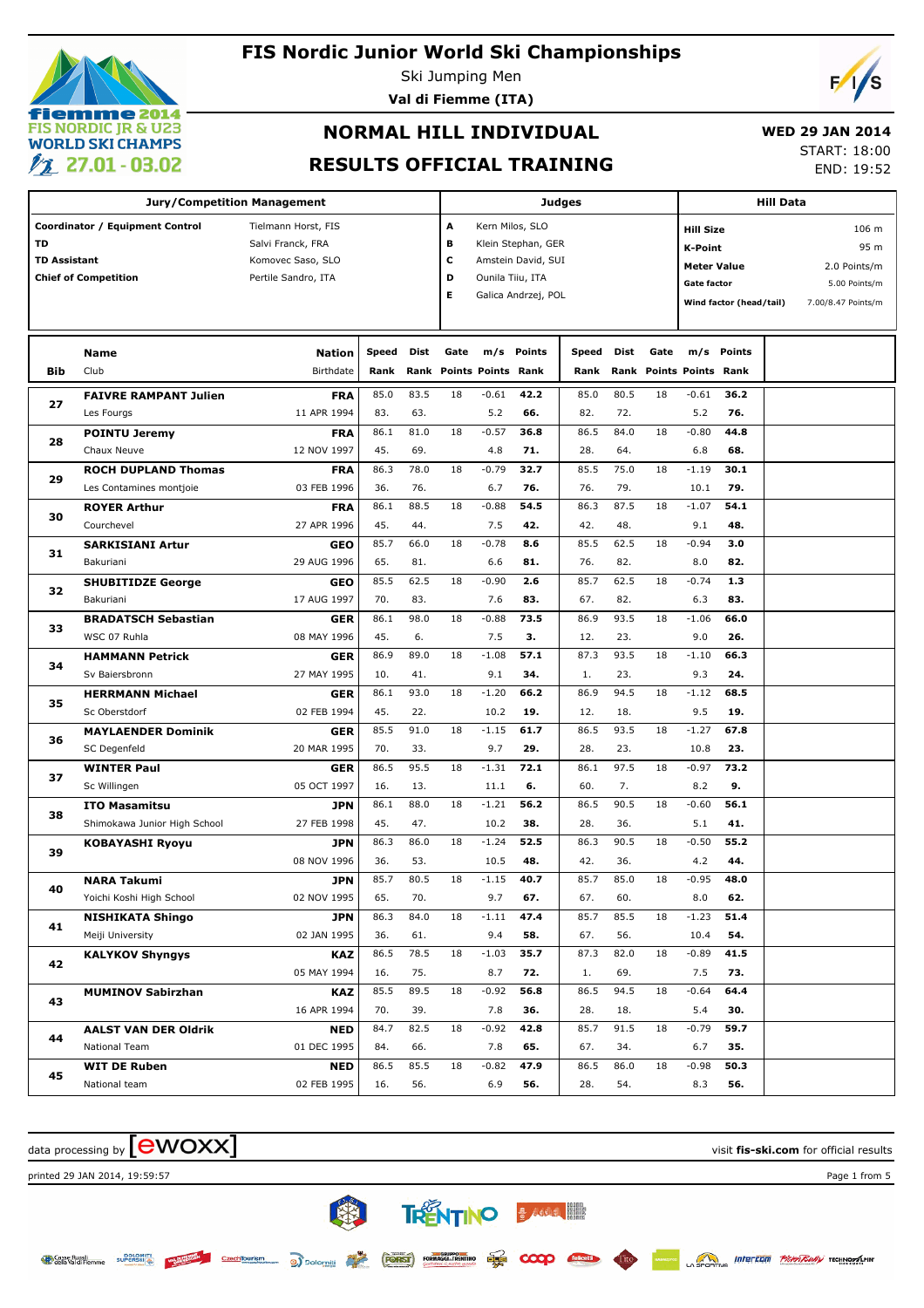# FIS Nordic Junior World Ski Championships

Ski Jumping Men

**Val di Fiemme (ITA)**

## NORMAL HILL INDIVIDUAL

## RESULTS OFFICIAL TRAINING

**WED 29 JAN 2014**

START: 18:00

END: 19:52

| Jury/Competition Management | | Judges | | Hill Data | |
|---|---|---|---|---|---|
| **Coordinator / Equipment Control** | Tielmann Horst, FIS | **A** | Kern Milos, SLO | **Hill Size** | 106 m |
| **TD** | Salvi Franck, FRA | **B** | Klein Stephan, GER | **K-Point** | 95 m |
| **TD Assistant** | Komovec Saso, SLO | **C** | Amstein David, SUI | **Meter Value** | 2.0 Points/m |
| **Chief of Competition** | Pertile Sandro, ITA | **D** | Ounila Tiiu, ITA | **Gate factor** | 5.00 Points/m |
| | | **E** | Galica Andrzej, POL | **Wind factor (head/tail)** | 7.00/8.47 Points/m |

| Bib | Name / Club | Nation / Birthdate | Speed / Rank | Dist / Rank | Gate / Points | m/s / Points | Points / Rank | Speed / Rank | Dist / Rank | Gate / Points | m/s / Points | Points / Rank |
|---|---|---|---|---|---|---|---|---|---|---|---|---|
| 27 | **FAIVRE RAMPANT Julien** | **FRA** | 85.0 | 83.5 | 18 | -0.61 | **42.2** | 85.0 | 80.5 | 18 | -0.61 | **36.2** |
| | Les Fourgs | 11 APR 1994 | 83. | 63. | | 5.2 | **66.** | 82. | 72. | | 5.2 | **76.** |
| 28 | **POINTU Jeremy** | **FRA** | 86.1 | 81.0 | 18 | -0.57 | **36.8** | 86.5 | 84.0 | 18 | -0.80 | **44.8** |
| | Chaux Neuve | 12 NOV 1997 | 45. | 69. | | 4.8 | **71.** | 28. | 64. | | 6.8 | **68.** |
| 29 | **ROCH DUPLAND Thomas** | **FRA** | 86.3 | 78.0 | 18 | -0.79 | **32.7** | 85.5 | 75.0 | 18 | -1.19 | **30.1** |
| | Les Contamines montjoie | 03 FEB 1996 | 36. | 76. | | 6.7 | **76.** | 76. | 79. | | 10.1 | **79.** |
| 30 | **ROYER Arthur** | **FRA** | 86.1 | 88.5 | 18 | -0.88 | **54.5** | 86.3 | 87.5 | 18 | -1.07 | **54.1** |
| | Courchevel | 27 APR 1996 | 45. | 44. | | 7.5 | **42.** | 42. | 48. | | 9.1 | **48.** |
| 31 | **SARKISIANI Artur** | **GEO** | 85.7 | 66.0 | 18 | -0.78 | **8.6** | 85.5 | 62.5 | 18 | -0.94 | **3.0** |
| | Bakuriani | 29 AUG 1996 | 65. | 81. | | 6.6 | **81.** | 76. | 82. | | 8.0 | **82.** |
| 32 | **SHUBITIDZE George** | **GEO** | 85.5 | 62.5 | 18 | -0.90 | **2.6** | 85.7 | 62.5 | 18 | -0.74 | **1.3** |
| | Bakuriani | 17 AUG 1997 | 70. | 83. | | 7.6 | **83.** | 67. | 82. | | 6.3 | **83.** |
| 33 | **BRADATSCH Sebastian** | **GER** | 86.1 | 98.0 | 18 | -0.88 | **73.5** | 86.9 | 93.5 | 18 | -1.06 | **66.0** |
| | WSC 07 Ruhla | 08 MAY 1996 | 45. | 6. | | 7.5 | **3.** | 12. | 23. | | 9.0 | **26.** |
| 34 | **HAMMANN Petrick** | **GER** | 86.9 | 89.0 | 18 | -1.08 | **57.1** | 87.3 | 93.5 | 18 | -1.10 | **66.3** |
| | Sv Baiersbronn | 27 MAY 1995 | 10. | 41. | | 9.1 | **34.** | 1. | 23. | | 9.3 | **24.** |
| 35 | **HERRMANN Michael** | **GER** | 86.1 | 93.0 | 18 | -1.20 | **66.2** | 86.9 | 94.5 | 18 | -1.12 | **68.5** |
| | Sc Oberstdorf | 02 FEB 1994 | 45. | 22. | | 10.2 | **19.** | 12. | 18. | | 9.5 | **19.** |
| 36 | **MAYLAENDER Dominik** | **GER** | 85.5 | 91.0 | 18 | -1.15 | **61.7** | 86.5 | 93.5 | 18 | -1.27 | **67.8** |
| | SC Degenfeld | 20 MAR 1995 | 70. | 33. | | 9.7 | **29.** | 28. | 23. | | 10.8 | **23.** |
| 37 | **WINTER Paul** | **GER** | 86.5 | 95.5 | 18 | -1.31 | **72.1** | 86.1 | 97.5 | 18 | -0.97 | **73.2** |
| | Sc Willingen | 05 OCT 1997 | 16. | 13. | | 11.1 | **6.** | 60. | 7. | | 8.2 | **9.** |
| 38 | **ITO Masamitsu** | **JPN** | 86.1 | 88.0 | 18 | -1.21 | **56.2** | 86.5 | 90.5 | 18 | -0.60 | **56.1** |
| | Shimokawa Junior High School | 27 FEB 1998 | 45. | 47. | | 10.2 | **38.** | 28. | 36. | | 5.1 | **41.** |
| 39 | **KOBAYASHI Ryoyu** | **JPN** | 86.3 | 86.0 | 18 | -1.24 | **52.5** | 86.3 | 90.5 | 18 | -0.50 | **55.2** |
| | | 08 NOV 1996 | 36. | 53. | | 10.5 | **48.** | 42. | 36. | | 4.2 | **44.** |
| 40 | **NARA Takumi** | **JPN** | 85.7 | 80.5 | 18 | -1.15 | **40.7** | 85.7 | 85.0 | 18 | -0.95 | **48.0** |
| | Yoichi Koshi High School | 02 NOV 1995 | 65. | 70. | | 9.7 | **67.** | 67. | 60. | | 8.0 | **62.** |
| 41 | **NISHIKATA Shingo** | **JPN** | 86.3 | 84.0 | 18 | -1.11 | **47.4** | 85.7 | 85.5 | 18 | -1.23 | **51.4** |
| | Meiji University | 02 JAN 1995 | 36. | 61. | | 9.4 | **58.** | 67. | 56. | | 10.4 | **54.** |
| 42 | **KALYKOV Shyngys** | **KAZ** | 86.5 | 78.5 | 18 | -1.03 | **35.7** | 87.3 | 82.0 | 18 | -0.89 | **41.5** |
| | | 05 MAY 1994 | 16. | 75. | | 8.7 | **72.** | 1. | 69. | | 7.5 | **73.** |
| 43 | **MUMINOV Sabirzhan** | **KAZ** | 85.5 | 89.5 | 18 | -0.92 | **56.8** | 86.5 | 94.5 | 18 | -0.64 | **64.4** |
| | | 16 APR 1994 | 70. | 39. | | 7.8 | **36.** | 28. | 18. | | 5.4 | **30.** |
| 44 | **AALST VAN DER Oldrik** | **NED** | 84.7 | 82.5 | 18 | -0.92 | **42.8** | 85.7 | 91.5 | 18 | -0.79 | **59.7** |
| | National Team | 01 DEC 1995 | 84. | 66. | | 7.8 | **65.** | 67. | 34. | | 6.7 | **35.** |
| 45 | **WIT DE Ruben** | **NED** | 86.5 | 85.5 | 18 | -0.82 | **47.9** | 86.5 | 86.0 | 18 | -0.98 | **50.3** |
| | National team | 02 FEB 1995 | 16. | 56. | | 6.9 | **56.** | 28. | 54. | | 8.3 | **56.** |

data processing by ewoxx — visit **fis-ski.com** for official results

printed 29 JAN 2014, 19:59:57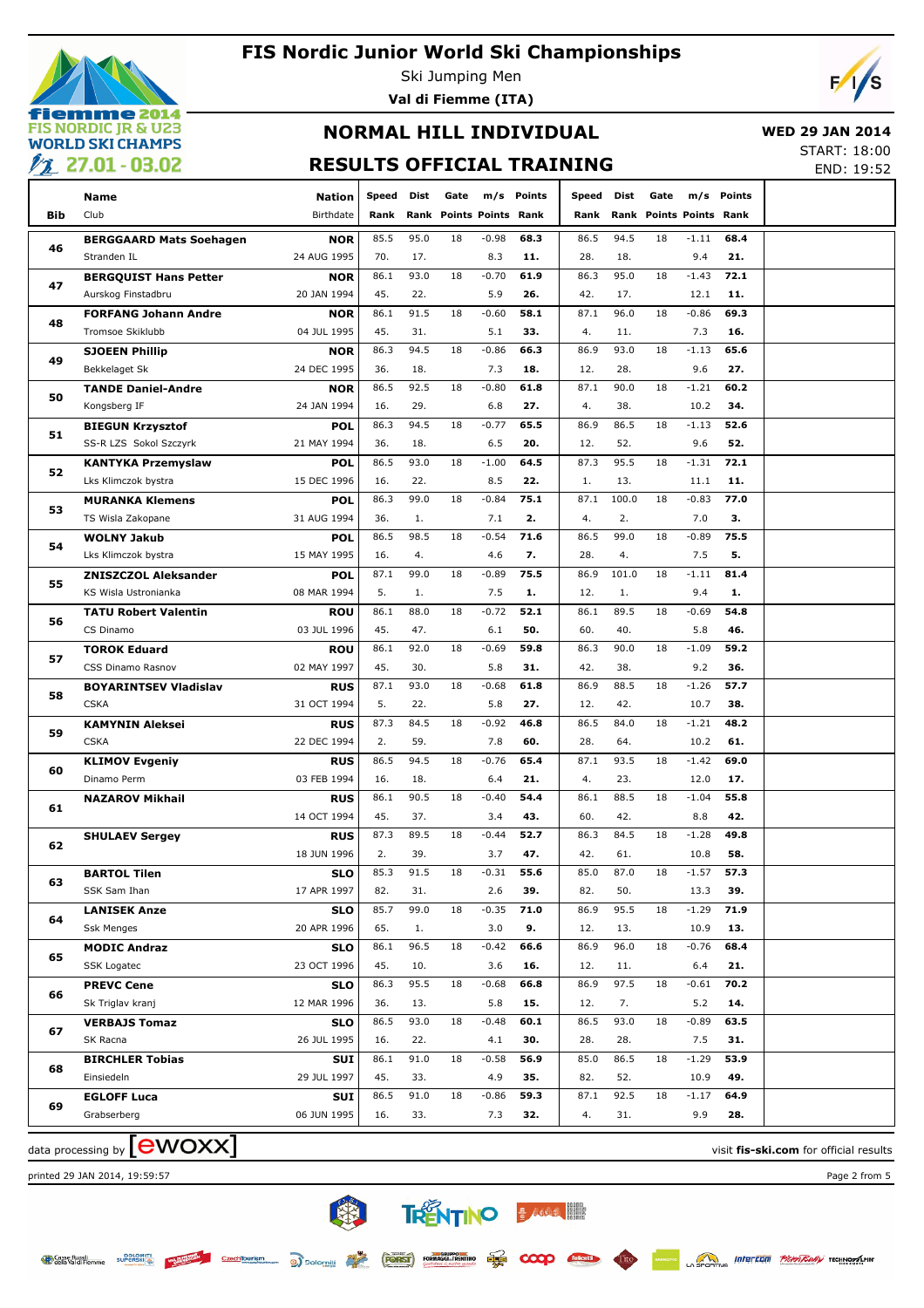# FIS Nordic Junior World Ski Championships

Ski Jumping Men

**Val di Fiemme (ITA)**

## NORMAL HILL INDIVIDUAL

## RESULTS OFFICIAL TRAINING

**WED 29 JAN 2014**

START: 18:00

END: 19:52

| Bib | Name / Club | Nation / Birthdate | Speed Rank | Dist Rank | Gate Points | m/s Points | Points Rank | Speed Rank | Dist Rank | Gate Points | m/s Points | Points Rank |
|---|---|---|---|---|---|---|---|---|---|---|---|---|
| 46 | **BERGGAARD Mats Soehagen** | **NOR** | 85.5 | 95.0 | 18 | -0.98 | **68.3** | 86.5 | 94.5 | 18 | -1.11 | **68.4** |
| | Stranden IL | 24 AUG 1995 | 70. | 17. | | 8.3 | **11.** | 28. | 18. | | 9.4 | **21.** |
| 47 | **BERGQUIST Hans Petter** | **NOR** | 86.1 | 93.0 | 18 | -0.70 | **61.9** | 86.3 | 95.0 | 18 | -1.43 | **72.1** |
| | Aurskog Finstadbru | 20 JAN 1994 | 45. | 22. | | 5.9 | **26.** | 42. | 17. | | 12.1 | **11.** |
| 48 | **FORFANG Johann Andre** | **NOR** | 86.1 | 91.5 | 18 | -0.60 | **58.1** | 87.1 | 96.0 | 18 | -0.86 | **69.3** |
| | Tromsoe Skiklubb | 04 JUL 1995 | 45. | 31. | | 5.1 | **33.** | 4. | 11. | | 7.3 | **16.** |
| 49 | **SJOEEN Phillip** | **NOR** | 86.3 | 94.5 | 18 | -0.86 | **66.3** | 86.9 | 93.0 | 18 | -1.13 | **65.6** |
| | Bekkelaget Sk | 24 DEC 1995 | 36. | 18. | | 7.3 | **18.** | 12. | 28. | | 9.6 | **27.** |
| 50 | **TANDE Daniel-Andre** | **NOR** | 86.5 | 92.5 | 18 | -0.80 | **61.8** | 87.1 | 90.0 | 18 | -1.21 | **60.2** |
| | Kongsberg IF | 24 JAN 1994 | 16. | 29. | | 6.8 | **27.** | 4. | 38. | | 10.2 | **34.** |
| 51 | **BIEGUN Krzysztof** | **POL** | 86.3 | 94.5 | 18 | -0.77 | **65.5** | 86.9 | 86.5 | 18 | -1.13 | **52.6** |
| | SS-R LZS Sokol Szczyrk | 21 MAY 1994 | 36. | 18. | | 6.5 | **20.** | 12. | 52. | | 9.6 | **52.** |
| 52 | **KANTYKA Przemyslaw** | **POL** | 86.5 | 93.0 | 18 | -1.00 | **64.5** | 87.3 | 95.5 | 18 | -1.31 | **72.1** |
| | Lks Klimczok bystra | 15 DEC 1996 | 16. | 22. | | 8.5 | **22.** | 1. | 13. | | 11.1 | **11.** |
| 53 | **MURANKA Klemens** | **POL** | 86.3 | 99.0 | 18 | -0.84 | **75.1** | 87.1 | 100.0 | 18 | -0.83 | **77.0** |
| | TS Wisla Zakopane | 31 AUG 1994 | 36. | 1. | | 7.1 | **2.** | 4. | 2. | | 7.0 | **3.** |
| 54 | **WOLNY Jakub** | **POL** | 86.5 | 98.5 | 18 | -0.54 | **71.6** | 86.5 | 99.0 | 18 | -0.89 | **75.5** |
| | Lks Klimczok bystra | 15 MAY 1995 | 16. | 4. | | 4.6 | **7.** | 28. | 4. | | 7.5 | **5.** |
| 55 | **ZNISZCZOL Aleksander** | **POL** | 87.1 | 99.0 | 18 | -0.89 | **75.5** | 86.9 | 101.0 | 18 | -1.11 | **81.4** |
| | KS Wisla Ustronianka | 08 MAR 1994 | 5. | 1. | | 7.5 | **1.** | 12. | 1. | | 9.4 | **1.** |
| 56 | **TATU Robert Valentin** | **ROU** | 86.1 | 88.0 | 18 | -0.72 | **52.1** | 86.1 | 89.5 | 18 | -0.69 | **54.8** |
| | CS Dinamo | 03 JUL 1996 | 45. | 47. | | 6.1 | **50.** | 60. | 40. | | 5.8 | **46.** |
| 57 | **TOROK Eduard** | **ROU** | 86.1 | 92.0 | 18 | -0.69 | **59.8** | 86.3 | 90.0 | 18 | -1.09 | **59.2** |
| | CSS Dinamo Rasnov | 02 MAY 1997 | 45. | 30. | | 5.8 | **31.** | 42. | 38. | | 9.2 | **36.** |
| 58 | **BOYARINTSEV Vladislav** | **RUS** | 87.1 | 93.0 | 18 | -0.68 | **61.8** | 86.9 | 88.5 | 18 | -1.26 | **57.7** |
| | CSKA | 31 OCT 1994 | 5. | 22. | | 5.8 | **27.** | 12. | 42. | | 10.7 | **38.** |
| 59 | **KAMYNIN Aleksei** | **RUS** | 87.3 | 84.5 | 18 | -0.92 | **46.8** | 86.5 | 84.0 | 18 | -1.21 | **48.2** |
| | CSKA | 22 DEC 1994 | 2. | 59. | | 7.8 | **60.** | 28. | 64. | | 10.2 | **61.** |
| 60 | **KLIMOV Evgeniy** | **RUS** | 86.5 | 94.5 | 18 | -0.76 | **65.4** | 87.1 | 93.5 | 18 | -1.42 | **69.0** |
| | Dinamo Perm | 03 FEB 1994 | 16. | 18. | | 6.4 | **21.** | 4. | 23. | | 12.0 | **17.** |
| 61 | **NAZAROV Mikhail** | **RUS** | 86.1 | 90.5 | 18 | -0.40 | **54.4** | 86.1 | 88.5 | 18 | -1.04 | **55.8** |
| | | 14 OCT 1994 | 45. | 37. | | 3.4 | **43.** | 60. | 42. | | 8.8 | **42.** |
| 62 | **SHULAEV Sergey** | **RUS** | 87.3 | 89.5 | 18 | -0.44 | **52.7** | 86.3 | 84.5 | 18 | -1.28 | **49.8** |
| | | 18 JUN 1996 | 2. | 39. | | 3.7 | **47.** | 42. | 61. | | 10.8 | **58.** |
| 63 | **BARTOL Tilen** | **SLO** | 85.3 | 91.5 | 18 | -0.31 | **55.6** | 85.0 | 87.0 | 18 | -1.57 | **57.3** |
| | SSK Sam Ihan | 17 APR 1997 | 82. | 31. | | 2.6 | **39.** | 82. | 50. | | 13.3 | **39.** |
| 64 | **LANISEK Anze** | **SLO** | 85.7 | 99.0 | 18 | -0.35 | **71.0** | 86.9 | 95.5 | 18 | -1.29 | **71.9** |
| | Ssk Menges | 20 APR 1996 | 65. | 1. | | 3.0 | **9.** | 12. | 13. | | 10.9 | **13.** |
| 65 | **MODIC Andraz** | **SLO** | 86.1 | 96.5 | 18 | -0.42 | **66.6** | 86.9 | 96.0 | 18 | -0.76 | **68.4** |
| | SSK Logatec | 23 OCT 1996 | 45. | 10. | | 3.6 | **16.** | 12. | 11. | | 6.4 | **21.** |
| 66 | **PREVC Cene** | **SLO** | 86.3 | 95.5 | 18 | -0.68 | **66.8** | 86.9 | 97.5 | 18 | -0.61 | **70.2** |
| | Sk Triglav kranj | 12 MAR 1996 | 36. | 13. | | 5.8 | **15.** | 12. | 7. | | 5.2 | **14.** |
| 67 | **VERBAJS Tomaz** | **SLO** | 86.5 | 93.0 | 18 | -0.48 | **60.1** | 86.5 | 93.0 | 18 | -0.89 | **63.5** |
| | SK Racna | 26 JUL 1995 | 16. | 22. | | 4.1 | **30.** | 28. | 28. | | 7.5 | **31.** |
| 68 | **BIRCHLER Tobias** | **SUI** | 86.1 | 91.0 | 18 | -0.58 | **56.9** | 85.0 | 86.5 | 18 | -1.29 | **53.9** |
| | Einsiedeln | 29 JUL 1997 | 45. | 33. | | 4.9 | **35.** | 82. | 52. | | 10.9 | **49.** |
| 69 | **EGLOFF Luca** | **SUI** | 86.5 | 91.0 | 18 | -0.86 | **59.3** | 87.1 | 92.5 | 18 | -1.17 | **64.9** |
| | Grabserberg | 06 JUN 1995 | 16. | 33. | | 7.3 | **32.** | 4. | 31. | | 9.9 | **28.** |

data processing by ewoxx — visit **fis-ski.com** for official results

printed 29 JAN 2014, 19:59:57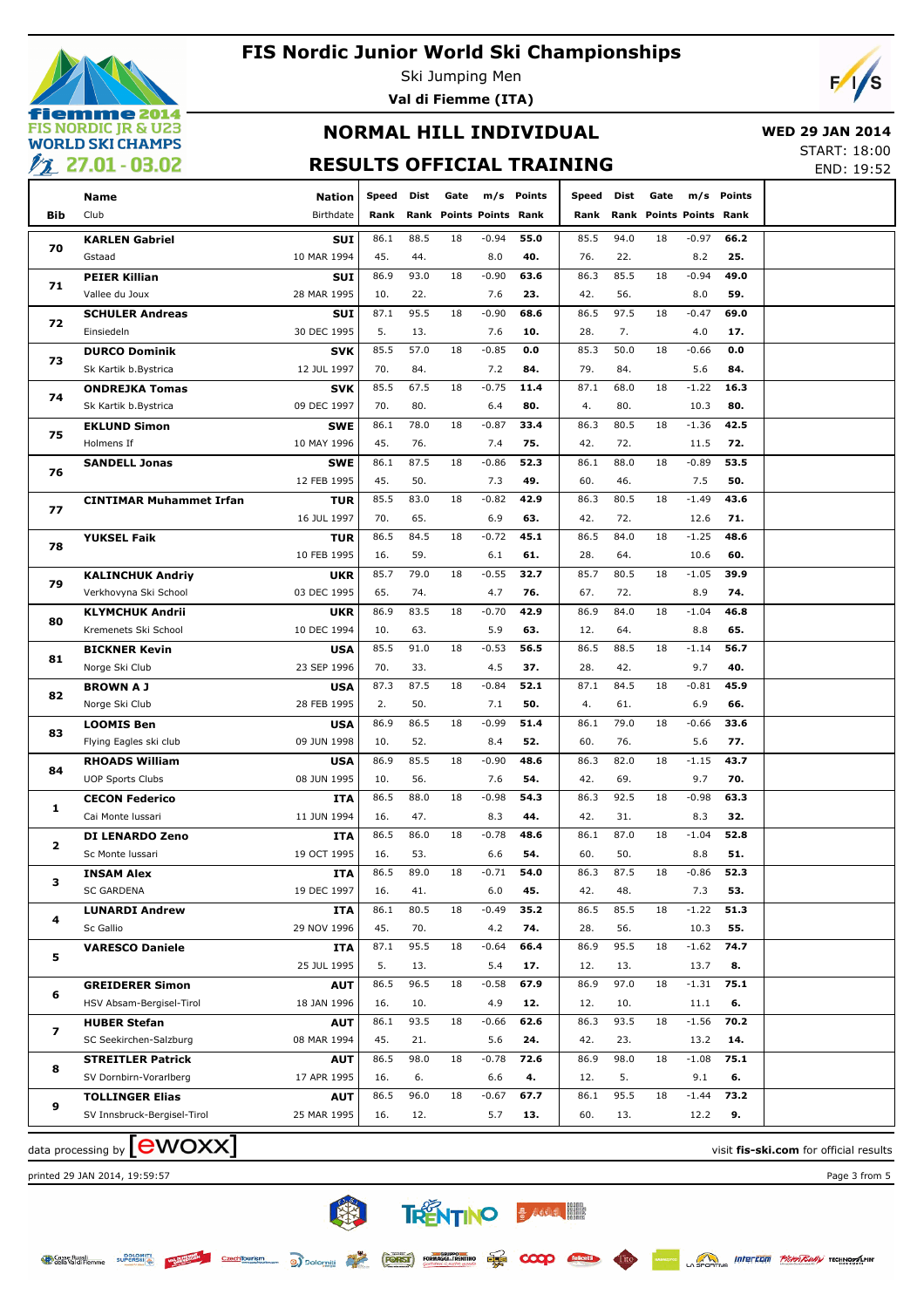# FIS Nordic Junior World Ski Championships

Ski Jumping Men

**Val di Fiemme (ITA)**

## NORMAL HILL INDIVIDUAL

## RESULTS OFFICIAL TRAINING

**WED 29 JAN 2014**

START: 18:00

END: 19:52

| Bib | Name / Club | Nation / Birthdate | Speed / Rank | Dist / Rank | Gate / Points | m/s / Points | Points / Rank | Speed / Rank | Dist / Rank | Gate / Points | m/s / Points | Points / Rank |
|---|---|---|---|---|---|---|---|---|---|---|---|---|
| 70 | **KARLEN Gabriel** | **SUI** | 86.1 | 88.5 | 18 | -0.94 | **55.0** | 85.5 | 94.0 | 18 | -0.97 | **66.2** |
| | Gstaad | 10 MAR 1994 | 45. | 44. | | 8.0 | **40.** | 76. | 22. | | 8.2 | **25.** |
| 71 | **PEIER Killian** | **SUI** | 86.9 | 93.0 | 18 | -0.90 | **63.6** | 86.3 | 85.5 | 18 | -0.94 | **49.0** |
| | Vallee du Joux | 28 MAR 1995 | 10. | 22. | | 7.6 | **23.** | 42. | 56. | | 8.0 | **59.** |
| 72 | **SCHULER Andreas** | **SUI** | 87.1 | 95.5 | 18 | -0.90 | **68.6** | 86.5 | 97.5 | 18 | -0.47 | **69.0** |
| | Einsiedeln | 30 DEC 1995 | 5. | 13. | | 7.6 | **10.** | 28. | 7. | | 4.0 | **17.** |
| 73 | **DURCO Dominik** | **SVK** | 85.5 | 57.0 | 18 | -0.85 | **0.0** | 85.3 | 50.0 | 18 | -0.66 | **0.0** |
| | Sk Kartik b.Bystrica | 12 JUL 1997 | 70. | 84. | | 7.2 | **84.** | 79. | 84. | | 5.6 | **84.** |
| 74 | **ONDREJKA Tomas** | **SVK** | 85.5 | 67.5 | 18 | -0.75 | **11.4** | 87.1 | 68.0 | 18 | -1.22 | **16.3** |
| | Sk Kartik b.Bystrica | 09 DEC 1997 | 70. | 80. | | 6.4 | **80.** | 4. | 80. | | 10.3 | **80.** |
| 75 | **EKLUND Simon** | **SWE** | 86.1 | 78.0 | 18 | -0.87 | **33.4** | 86.3 | 80.5 | 18 | -1.36 | **42.5** |
| | Holmens If | 10 MAY 1996 | 45. | 76. | | 7.4 | **75.** | 42. | 72. | | 11.5 | **72.** |
| 76 | **SANDELL Jonas** | **SWE** | 86.1 | 87.5 | 18 | -0.86 | **52.3** | 86.1 | 88.0 | 18 | -0.89 | **53.5** |
| | | 12 FEB 1995 | 45. | 50. | | 7.3 | **49.** | 60. | 46. | | 7.5 | **50.** |
| 77 | **CINTIMAR Muhammet Irfan** | **TUR** | 85.5 | 83.0 | 18 | -0.82 | **42.9** | 86.3 | 80.5 | 18 | -1.49 | **43.6** |
| | | 16 JUL 1997 | 70. | 65. | | 6.9 | **63.** | 42. | 72. | | 12.6 | **71.** |
| 78 | **YUKSEL Faik** | **TUR** | 86.5 | 84.5 | 18 | -0.72 | **45.1** | 86.5 | 84.0 | 18 | -1.25 | **48.6** |
| | | 10 FEB 1995 | 16. | 59. | | 6.1 | **61.** | 28. | 64. | | 10.6 | **60.** |
| 79 | **KALINCHUK Andriy** | **UKR** | 85.7 | 79.0 | 18 | -0.55 | **32.7** | 85.7 | 80.5 | 18 | -1.05 | **39.9** |
| | Verkhovyna Ski School | 03 DEC 1995 | 65. | 74. | | 4.7 | **76.** | 67. | 72. | | 8.9 | **74.** |
| 80 | **KLYMCHUK Andrii** | **UKR** | 86.9 | 83.5 | 18 | -0.70 | **42.9** | 86.9 | 84.0 | 18 | -1.04 | **46.8** |
| | Kremenets Ski School | 10 DEC 1994 | 10. | 63. | | 5.9 | **63.** | 12. | 64. | | 8.8 | **65.** |
| 81 | **BICKNER Kevin** | **USA** | 85.5 | 91.0 | 18 | -0.53 | **56.5** | 86.5 | 88.5 | 18 | -1.14 | **56.7** |
| | Norge Ski Club | 23 SEP 1996 | 70. | 33. | | 4.5 | **37.** | 28. | 42. | | 9.7 | **40.** |
| 82 | **BROWN A J** | **USA** | 87.3 | 87.5 | 18 | -0.84 | **52.1** | 87.1 | 84.5 | 18 | -0.81 | **45.9** |
| | Norge Ski Club | 28 FEB 1995 | 2. | 50. | | 7.1 | **50.** | 4. | 61. | | 6.9 | **66.** |
| 83 | **LOOMIS Ben** | **USA** | 86.9 | 86.5 | 18 | -0.99 | **51.4** | 86.1 | 79.0 | 18 | -0.66 | **33.6** |
| | Flying Eagles ski club | 09 JUN 1998 | 10. | 52. | | 8.4 | **52.** | 60. | 76. | | 5.6 | **77.** |
| 84 | **RHOADS William** | **USA** | 86.9 | 85.5 | 18 | -0.90 | **48.6** | 86.3 | 82.0 | 18 | -1.15 | **43.7** |
| | UOP Sports Clubs | 08 JUN 1995 | 10. | 56. | | 7.6 | **54.** | 42. | 69. | | 9.7 | **70.** |
| 1 | **CECON Federico** | **ITA** | 86.5 | 88.0 | 18 | -0.98 | **54.3** | 86.3 | 92.5 | 18 | -0.98 | **63.3** |
| | Cai Monte lussari | 11 JUN 1994 | 16. | 47. | | 8.3 | **44.** | 42. | 31. | | 8.3 | **32.** |
| 2 | **DI LENARDO Zeno** | **ITA** | 86.5 | 86.0 | 18 | -0.78 | **48.6** | 86.1 | 87.0 | 18 | -1.04 | **52.8** |
| | Sc Monte lussari | 19 OCT 1995 | 16. | 53. | | 6.6 | **54.** | 60. | 50. | | 8.8 | **51.** |
| 3 | **INSAM Alex** | **ITA** | 86.5 | 89.0 | 18 | -0.71 | **54.0** | 86.3 | 87.5 | 18 | -0.86 | **52.3** |
| | SC GARDENA | 19 DEC 1997 | 16. | 41. | | 6.0 | **45.** | 42. | 48. | | 7.3 | **53.** |
| 4 | **LUNARDI Andrew** | **ITA** | 86.1 | 80.5 | 18 | -0.49 | **35.2** | 86.5 | 85.5 | 18 | -1.22 | **51.3** |
| | Sc Gallio | 29 NOV 1996 | 45. | 70. | | 4.2 | **74.** | 28. | 56. | | 10.3 | **55.** |
| 5 | **VARESCO Daniele** | **ITA** | 87.1 | 95.5 | 18 | -0.64 | **66.4** | 86.9 | 95.5 | 18 | -1.62 | **74.7** |
| | | 25 JUL 1995 | 5. | 13. | | 5.4 | **17.** | 12. | 13. | | 13.7 | **8.** |
| 6 | **GREIDERER Simon** | **AUT** | 86.5 | 96.5 | 18 | -0.58 | **67.9** | 86.9 | 97.0 | 18 | -1.31 | **75.1** |
| | HSV Absam-Bergisel-Tirol | 18 JAN 1996 | 16. | 10. | | 4.9 | **12.** | 12. | 10. | | 11.1 | **6.** |
| 7 | **HUBER Stefan** | **AUT** | 86.1 | 93.5 | 18 | -0.66 | **62.6** | 86.3 | 93.5 | 18 | -1.56 | **70.2** |
| | SC Seekirchen-Salzburg | 08 MAR 1994 | 45. | 21. | | 5.6 | **24.** | 42. | 23. | | 13.2 | **14.** |
| 8 | **STREITLER Patrick** | **AUT** | 86.5 | 98.0 | 18 | -0.78 | **72.6** | 86.9 | 98.0 | 18 | -1.08 | **75.1** |
| | SV Dornbirn-Vorarlberg | 17 APR 1995 | 16. | 6. | | 6.6 | **4.** | 12. | 5. | | 9.1 | **6.** |
| 9 | **TOLLINGER Elias** | **AUT** | 86.5 | 96.0 | 18 | -0.67 | **67.7** | 86.1 | 95.5 | 18 | -1.44 | **73.2** |
| | SV Innsbruck-Bergisel-Tirol | 25 MAR 1995 | 16. | 12. | | 5.7 | **13.** | 60. | 13. | | 12.2 | **9.** |

data processing by **ewoxx** — visit **fis-ski.com** for official results

printed 29 JAN 2014, 19:59:57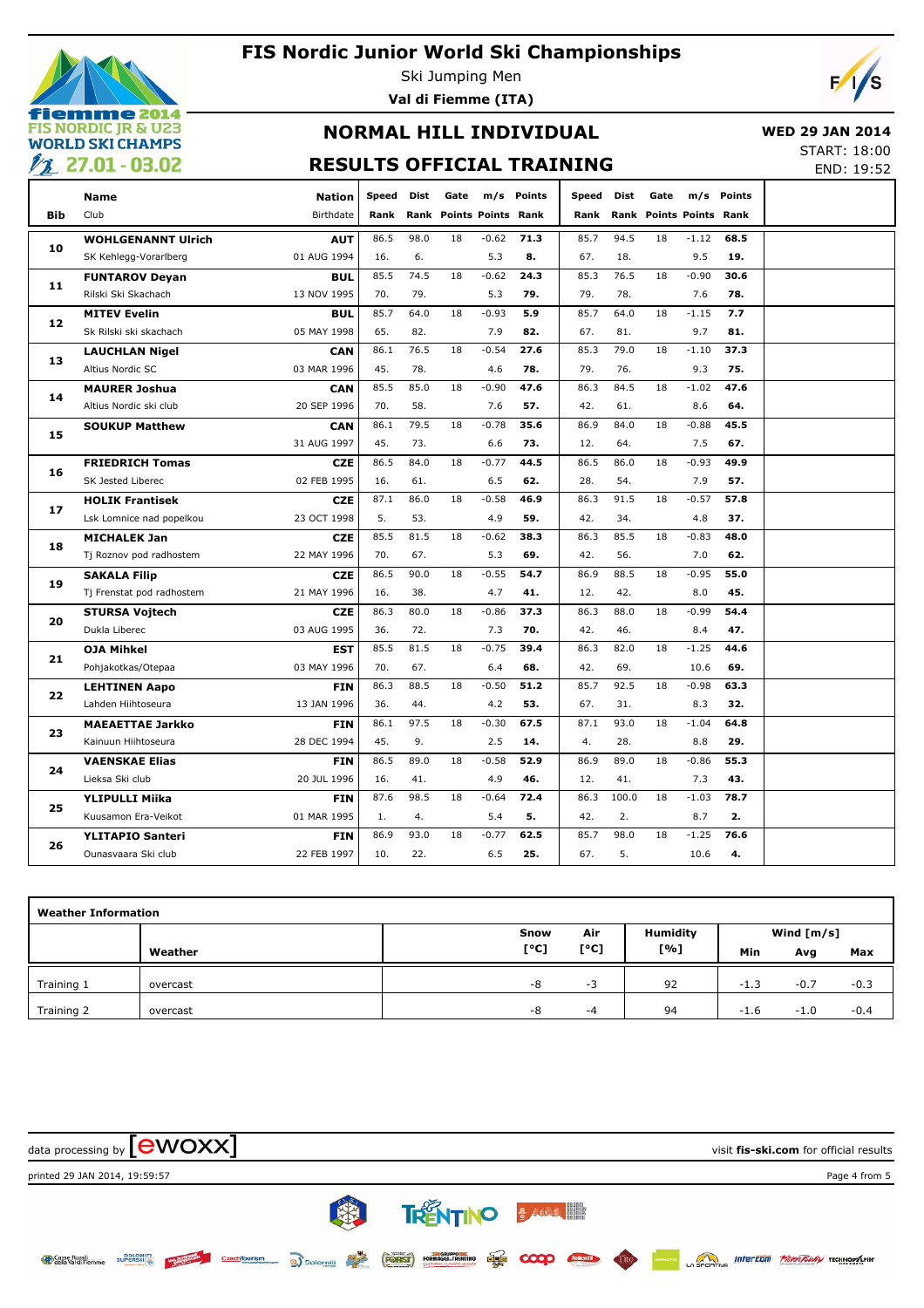# FIS Nordic Junior World Ski Championships

Ski Jumping Men

**Val di Fiemme (ITA)**

## NORMAL HILL INDIVIDUAL

## RESULTS OFFICIAL TRAINING

**WED 29 JAN 2014**

START: 18:00

END: 19:52

| Bib | Name / Club | Nation / Birthdate | Speed / Rank | Dist / Rank | Gate / Points | m/s / Points | Points / Rank | Speed / Rank | Dist / Rank | Gate / Points | m/s / Points | Points / Rank |
|---|---|---|---|---|---|---|---|---|---|---|---|---|
| 10 | **WOHLGENANNT Ulrich** | **AUT** | 86.5 | 98.0 | 18 | -0.62 | **71.3** | 85.7 | 94.5 | 18 | -1.12 | **68.5** |
| | SK Kehlegg-Vorarlberg | 01 AUG 1994 | 16. | 6. | | 5.3 | **8.** | 67. | 18. | | 9.5 | **19.** |
| 11 | **FUNTAROV Deyan** | **BUL** | 85.5 | 74.5 | 18 | -0.62 | **24.3** | 85.3 | 76.5 | 18 | -0.90 | **30.6** |
| | Rilski Ski Skachach | 13 NOV 1995 | 70. | 79. | | 5.3 | **79.** | 79. | 78. | | 7.6 | **78.** |
| 12 | **MITEV Evelin** | **BUL** | 85.7 | 64.0 | 18 | -0.93 | **5.9** | 85.7 | 64.0 | 18 | -1.15 | **7.7** |
| | Sk Rilski ski skachach | 05 MAY 1998 | 65. | 82. | | 7.9 | **82.** | 67. | 81. | | 9.7 | **81.** |
| 13 | **LAUCHLAN Nigel** | **CAN** | 86.1 | 76.5 | 18 | -0.54 | **27.6** | 85.3 | 79.0 | 18 | -1.10 | **37.3** |
| | Altius Nordic SC | 03 MAR 1996 | 45. | 78. | | 4.6 | **78.** | 79. | 76. | | 9.3 | **75.** |
| 14 | **MAURER Joshua** | **CAN** | 85.5 | 85.0 | 18 | -0.90 | **47.6** | 86.3 | 84.5 | 18 | -1.02 | **47.6** |
| | Altius Nordic ski club | 20 SEP 1996 | 70. | 58. | | 7.6 | **57.** | 42. | 61. | | 8.6 | **64.** |
| 15 | **SOUKUP Matthew** | **CAN** | 86.1 | 79.5 | 18 | -0.78 | **35.6** | 86.9 | 84.0 | 18 | -0.88 | **45.5** |
| | | 31 AUG 1997 | 45. | 73. | | 6.6 | **73.** | 12. | 64. | | 7.5 | **67.** |
| 16 | **FRIEDRICH Tomas** | **CZE** | 86.5 | 84.0 | 18 | -0.77 | **44.5** | 86.5 | 86.0 | 18 | -0.93 | **49.9** |
| | SK Jested Liberec | 02 FEB 1995 | 16. | 61. | | 6.5 | **62.** | 28. | 54. | | 7.9 | **57.** |
| 17 | **HOLIK Frantisek** | **CZE** | 87.1 | 86.0 | 18 | -0.58 | **46.9** | 86.3 | 91.5 | 18 | -0.57 | **57.8** |
| | Lsk Lomnice nad popelkou | 23 OCT 1998 | 5. | 53. | | 4.9 | **59.** | 42. | 34. | | 4.8 | **37.** |
| 18 | **MICHALEK Jan** | **CZE** | 85.5 | 81.5 | 18 | -0.62 | **38.3** | 86.3 | 85.5 | 18 | -0.83 | **48.0** |
| | Tj Roznov pod radhostem | 22 MAY 1996 | 70. | 67. | | 5.3 | **69.** | 42. | 56. | | 7.0 | **62.** |
| 19 | **SAKALA Filip** | **CZE** | 86.5 | 90.0 | 18 | -0.55 | **54.7** | 86.9 | 88.5 | 18 | -0.95 | **55.0** |
| | Tj Frenstat pod radhostem | 21 MAY 1996 | 16. | 38. | | 4.7 | **41.** | 12. | 42. | | 8.0 | **45.** |
| 20 | **STURSA Vojtech** | **CZE** | 86.3 | 80.0 | 18 | -0.86 | **37.3** | 86.3 | 88.0 | 18 | -0.99 | **54.4** |
| | Dukla Liberec | 03 AUG 1995 | 36. | 72. | | 7.3 | **70.** | 42. | 46. | | 8.4 | **47.** |
| 21 | **OJA Mihkel** | **EST** | 85.5 | 81.5 | 18 | -0.75 | **39.4** | 86.3 | 82.0 | 18 | -1.25 | **44.6** |
| | Pohjakotkas/Otepaa | 03 MAY 1996 | 70. | 67. | | 6.4 | **68.** | 42. | 69. | | 10.6 | **69.** |
| 22 | **LEHTINEN Aapo** | **FIN** | 86.3 | 88.5 | 18 | -0.50 | **51.2** | 85.7 | 92.5 | 18 | -0.98 | **63.3** |
| | Lahden Hiihtoseura | 13 JAN 1996 | 36. | 44. | | 4.2 | **53.** | 67. | 31. | | 8.3 | **32.** |
| 23 | **MAEAETTAE Jarkko** | **FIN** | 86.1 | 97.5 | 18 | -0.30 | **67.5** | 87.1 | 93.0 | 18 | -1.04 | **64.8** |
| | Kainuun Hiihtoseura | 28 DEC 1994 | 45. | 9. | | 2.5 | **14.** | 4. | 28. | | 8.8 | **29.** |
| 24 | **VAENSKAE Elias** | **FIN** | 86.5 | 89.0 | 18 | -0.58 | **52.9** | 86.9 | 89.0 | 18 | -0.86 | **55.3** |
| | Lieksa Ski club | 20 JUL 1996 | 16. | 41. | | 4.9 | **46.** | 12. | 41. | | 7.3 | **43.** |
| 25 | **YLIPULLI Miika** | **FIN** | 87.6 | 98.5 | 18 | -0.64 | **72.4** | 86.3 | 100.0 | 18 | -1.03 | **78.7** |
| | Kuusamon Era-Veikot | 01 MAR 1995 | 1. | 4. | | 5.4 | **5.** | 42. | 2. | | 8.7 | **2.** |
| 26 | **YLITAPIO Santeri** | **FIN** | 86.9 | 93.0 | 18 | -0.77 | **62.5** | 85.7 | 98.0 | 18 | -1.25 | **76.6** |
| | Ounasvaara Ski club | 22 FEB 1997 | 10. | 22. | | 6.5 | **25.** | 67. | 5. | | 10.6 | **4.** |

**Weather Information**

| | Weather | Snow [°C] | Air [°C] | Humidity [%] | Wind [m/s] Min | Avg | Max |
|---|---|---|---|---|---|---|---|
| Training 1 | overcast | -8 | -3 | 92 | -1.3 | -0.7 | -0.3 |
| Training 2 | overcast | -8 | -4 | 94 | -1.6 | -1.0 | -0.4 |

data processing by ewoxx — visit **fis-ski.com** for official results

printed 29 JAN 2014, 19:59:57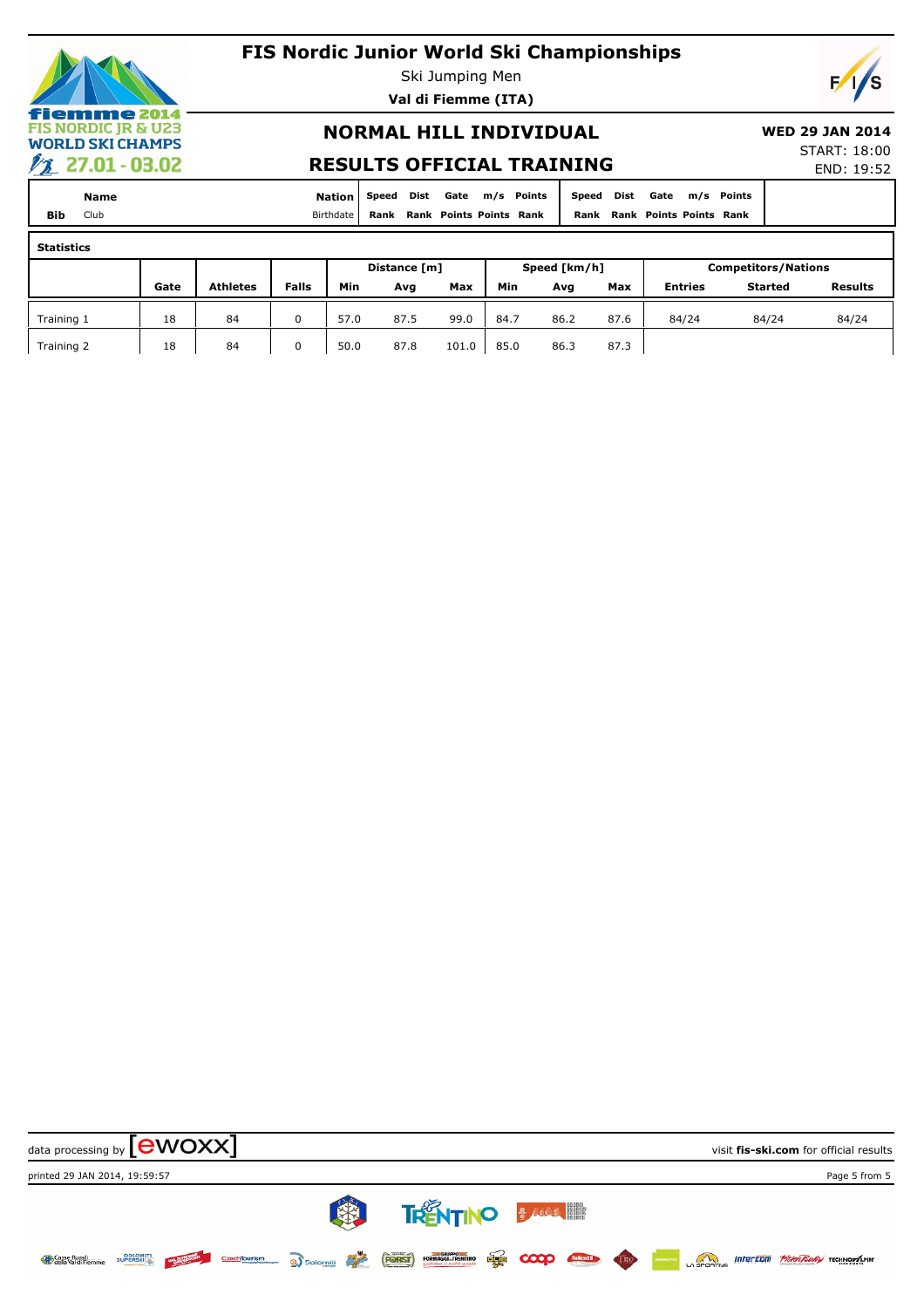# FIS Nordic Junior World Ski Championships

Ski Jumping Men

**Val di Fiemme (ITA)**

fiemme 2014 FIS NORDIC JR & U23 WORLD SKI CHAMPS 27.01 - 03.02

## NORMAL HILL INDIVIDUAL

## RESULTS OFFICIAL TRAINING

**WED 29 JAN 2014**

START: 18:00

END: 19:52

| Bib | Name / Club | Nation / Birthdate | Speed Rank | Dist Rank | Gate Points | m/s Points | Points Rank | Speed Rank | Dist Rank | Gate Points | m/s Points | Points Rank |
|---|---|---|---|---|---|---|---|---|---|---|---|---|

**Statistics**

| | Gate | Athletes | Falls | Distance [m] Min | Distance [m] Avg | Distance [m] Max | Speed [km/h] Min | Speed [km/h] Avg | Speed [km/h] Max | Competitors/Nations Entries | Competitors/Nations Started | Competitors/Nations Results |
|---|---|---|---|---|---|---|---|---|---|---|---|---|
| Training 1 | 18 | 84 | 0 | 57.0 | 87.5 | 99.0 | 84.7 | 86.2 | 87.6 | 84/24 | 84/24 | 84/24 |
| Training 2 | 18 | 84 | 0 | 50.0 | 87.8 | 101.0 | 85.0 | 86.3 | 87.3 | | | |

data processing by [ewoxx]

visit **fis-ski.com** for official results

printed 29 JAN 2014, 19:59:57